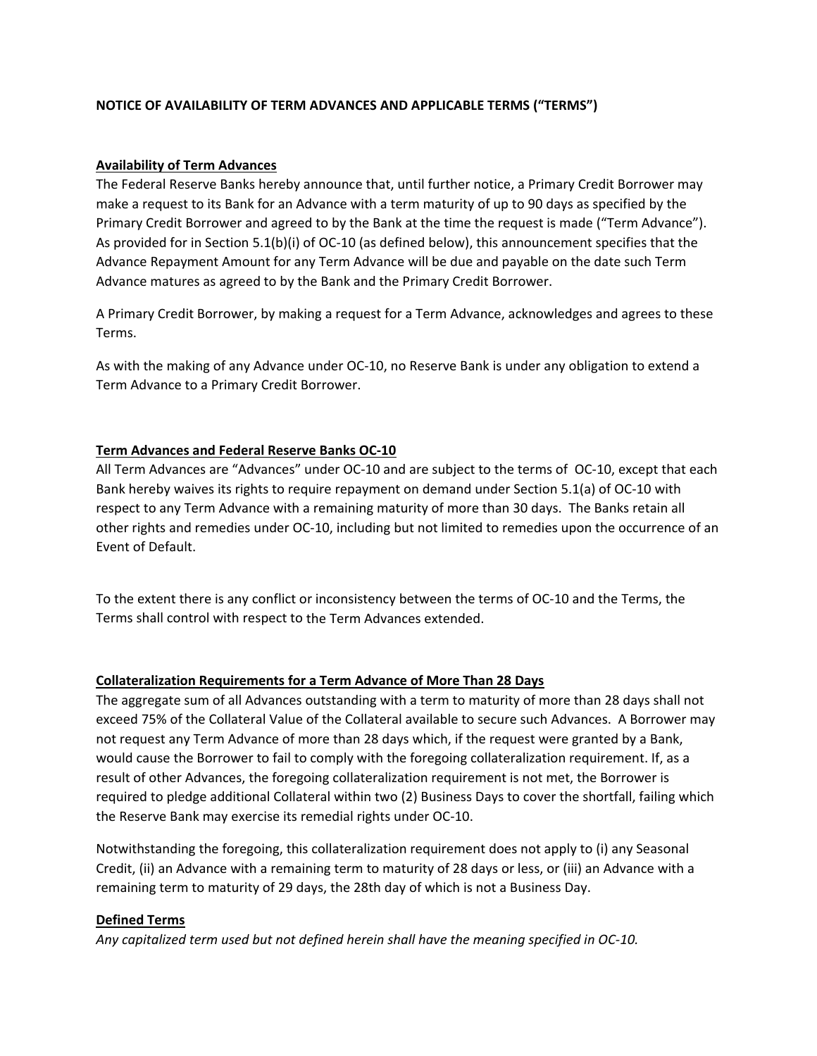**NOTICE OF AVAILABILITY OF TERM ADVANCES AND APPLICABLE TERMS ("TERMS")**

**Availability of Term Advances**

The Federal Reserve Banks hereby announce that, until further notice, a Primary Credit Borrower may make a request to its Bank for an Advance with a term maturity of up to 90 days as specified by the Primary Credit Borrower and agreed to by the Bank at the time the request is made ("Term Advance"). As provided for in Section 5.1(b)(i) of OC-10 (as defined below), this announcement specifies that the Advance Repayment Amount for any Term Advance will be due and payable on the date such Term Advance matures as agreed to by the Bank and the Primary Credit Borrower.

A Primary Credit Borrower, by making a request for a Term Advance, acknowledges and agrees to these Terms.

As with the making of any Advance under OC-10, no Reserve Bank is under any obligation to extend a Term Advance to a Primary Credit Borrower.

**Term Advances and Federal Reserve Banks OC-10**

All Term Advances are "Advances" under OC-10 and are subject to the terms of OC-10, except that each Bank hereby waives its rights to require repayment on demand under Section 5.1(a) of OC-10 with respect to any Term Advance with a remaining maturity of more than 30 days. The Banks retain all other rights and remedies under OC-10, including but not limited to remedies upon the occurrence of an Event of Default.

To the extent there is any conflict or inconsistency between the terms of OC-10 and the Terms, the Terms shall control with respect to the Term Advances extended.

**Collateralization Requirements for a Term Advance of More Than 28 Days**

The aggregate sum of all Advances outstanding with a term to maturity of more than 28 days shall not exceed 75% of the Collateral Value of the Collateral available to secure such Advances. A Borrower may not request any Term Advance of more than 28 days which, if the request were granted by a Bank, would cause the Borrower to fail to comply with the foregoing collateralization requirement. If, as a result of other Advances, the foregoing collateralization requirement is not met, the Borrower is required to pledge additional Collateral within two (2) Business Days to cover the shortfall, failing which the Reserve Bank may exercise its remedial rights under OC-10.

Notwithstanding the foregoing, this collateralization requirement does not apply to (i) any Seasonal Credit, (ii) an Advance with a remaining term to maturity of 28 days or less, or (iii) an Advance with a remaining term to maturity of 29 days, the 28th day of which is not a Business Day.

**Defined Terms**

*Any capitalized term used but not defined herein shall have the meaning specified in OC-10.*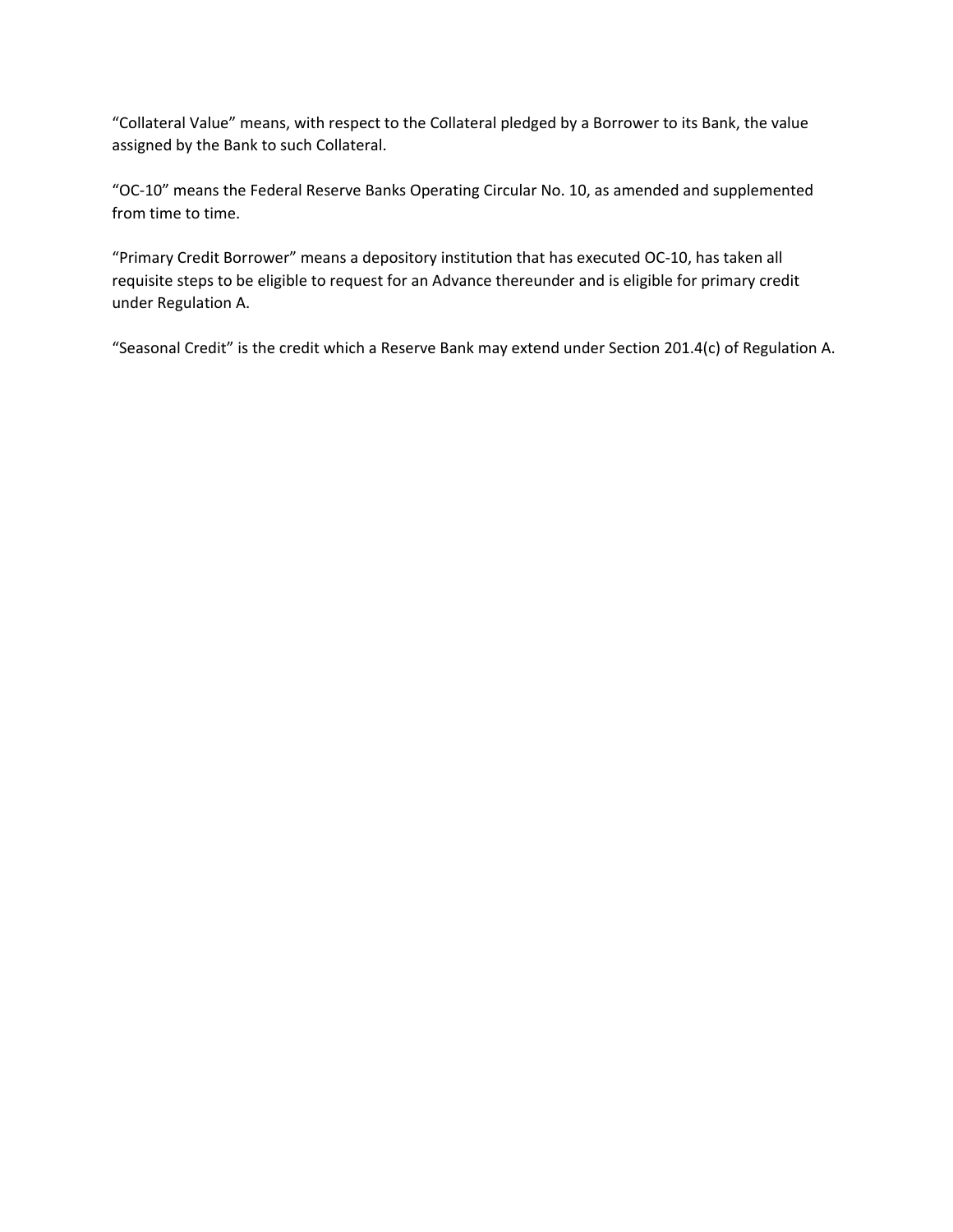"Collateral Value" means, with respect to the Collateral pledged by a Borrower to its Bank, the value assigned by the Bank to such Collateral.

"OC-10" means the Federal Reserve Banks Operating Circular No. 10, as amended and supplemented from time to time.

"Primary Credit Borrower" means a depository institution that has executed OC-10, has taken all requisite steps to be eligible to request for an Advance thereunder and is eligible for primary credit under Regulation A.

"Seasonal Credit" is the credit which a Reserve Bank may extend under Section 201.4(c) of Regulation A.